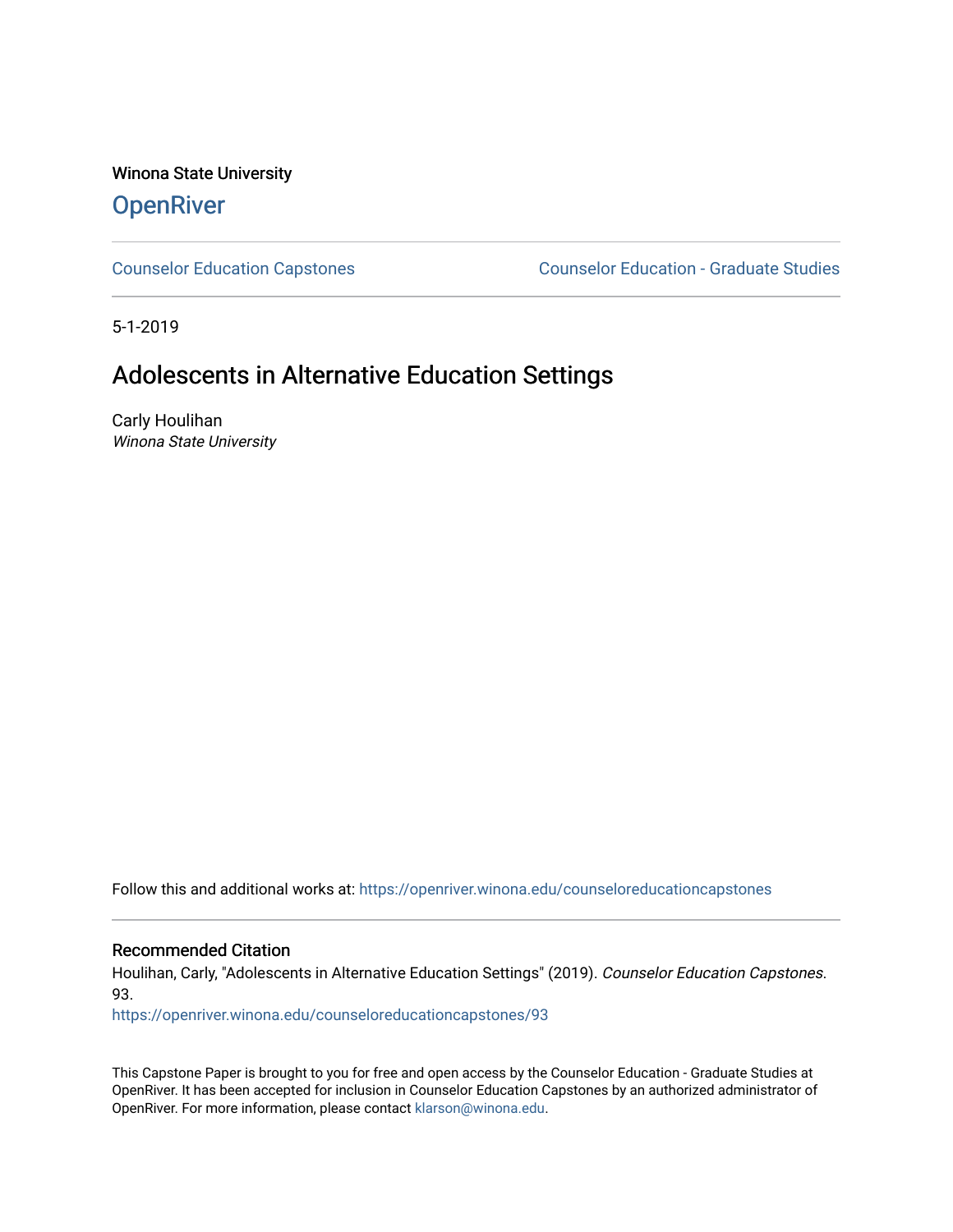Winona State University

# OpenRiver

Counselor Education Capstones | Counselor Education - Graduate Studies

5-1-2019

## Adolescents in Alternative Education Settings

Carly Houlihan
*Winona State University*

Follow this and additional works at: https://openriver.winona.edu/counseloreducationcapstones

### Recommended Citation

Houlihan, Carly, "Adolescents in Alternative Education Settings" (2019). *Counselor Education Capstones*. 93.
https://openriver.winona.edu/counseloreducationcapstones/93

This Capstone Paper is brought to you for free and open access by the Counselor Education - Graduate Studies at OpenRiver. It has been accepted for inclusion in Counselor Education Capstones by an authorized administrator of OpenRiver. For more information, please contact klarson@winona.edu.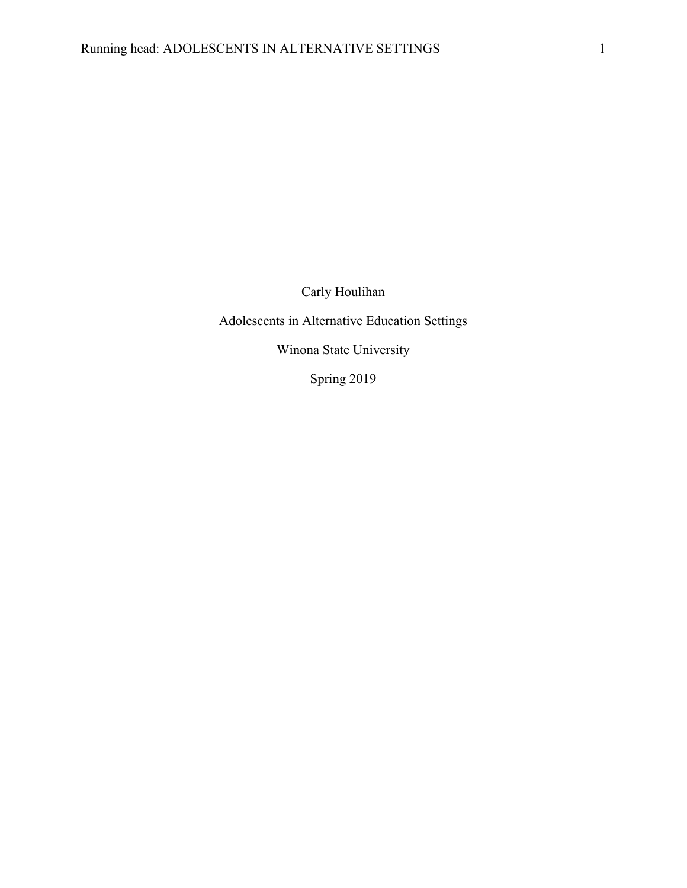Carly Houlihan

Adolescents in Alternative Education Settings

Winona State University

Spring 2019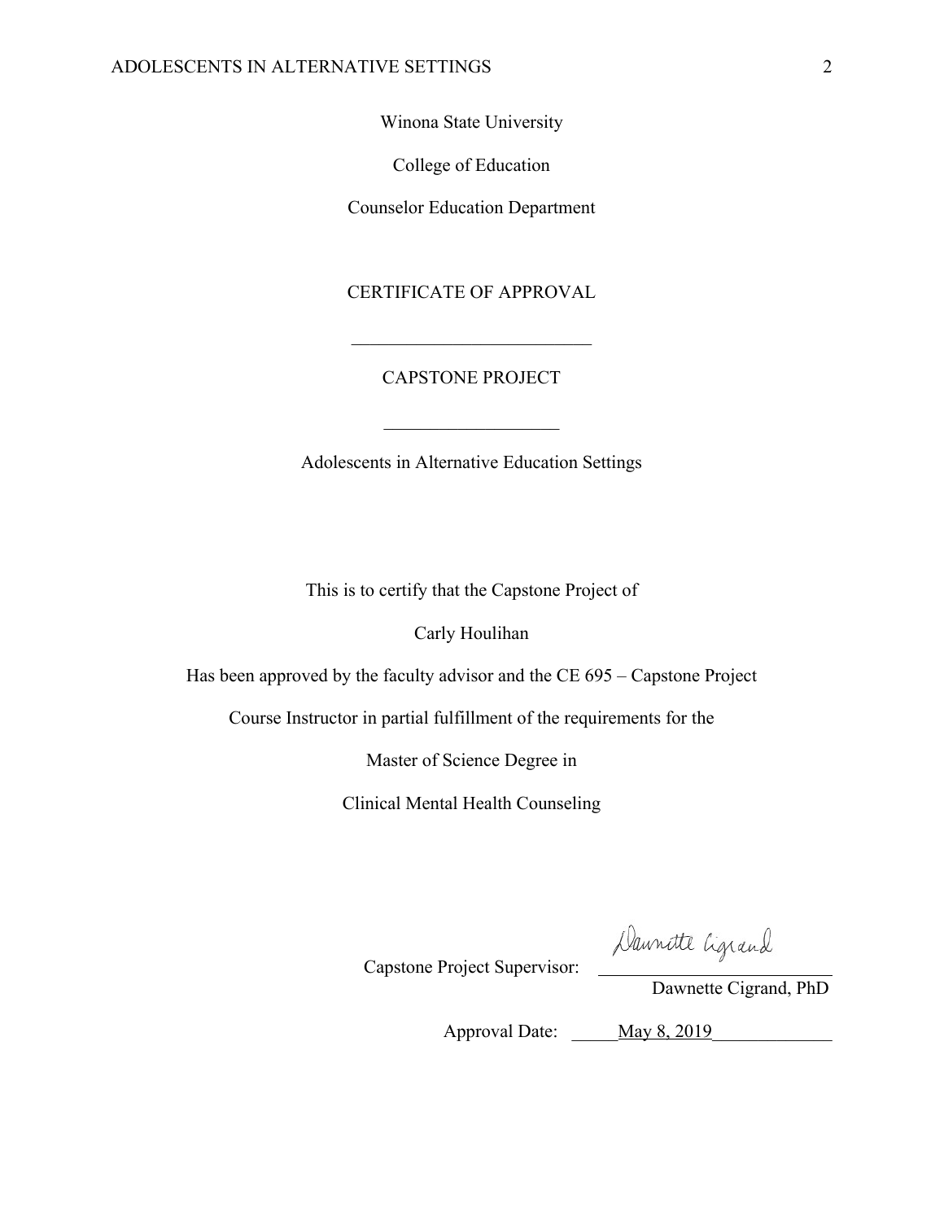Winona State University

College of Education

Counselor Education Department

CERTIFICATE OF APPROVAL

___________________________

CAPSTONE PROJECT

___________________

Adolescents in Alternative Education Settings

This is to certify that the Capstone Project of

Carly Houlihan

Has been approved by the faculty advisor and the CE 695 – Capstone Project

Course Instructor in partial fulfillment of the requirements for the

Master of Science Degree in

Clinical Mental Health Counseling

Capstone Project Supervisor: Dawnette Cigrand

Dawnette Cigrand, PhD

Approval Date: May 8, 2019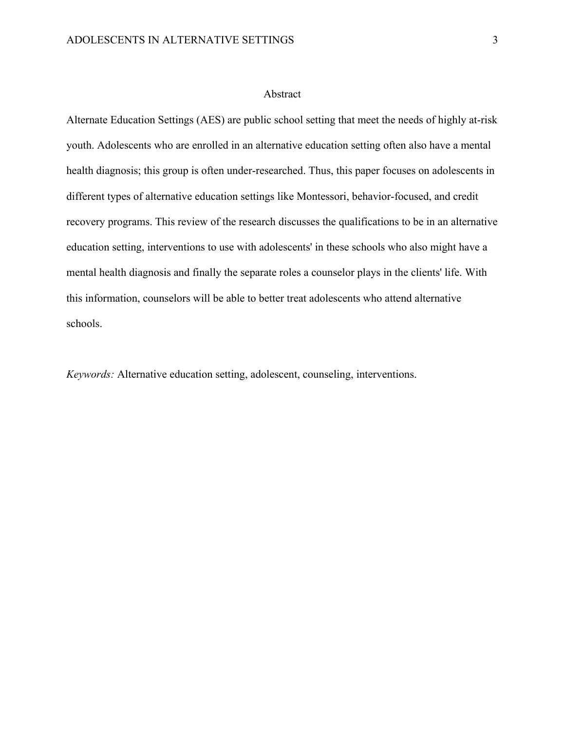# Abstract

Alternate Education Settings (AES) are public school setting that meet the needs of highly at-risk youth. Adolescents who are enrolled in an alternative education setting often also have a mental health diagnosis; this group is often under-researched. Thus, this paper focuses on adolescents in different types of alternative education settings like Montessori, behavior-focused, and credit recovery programs. This review of the research discusses the qualifications to be in an alternative education setting, interventions to use with adolescents' in these schools who also might have a mental health diagnosis and finally the separate roles a counselor plays in the clients' life. With this information, counselors will be able to better treat adolescents who attend alternative schools.

*Keywords:* Alternative education setting, adolescent, counseling, interventions.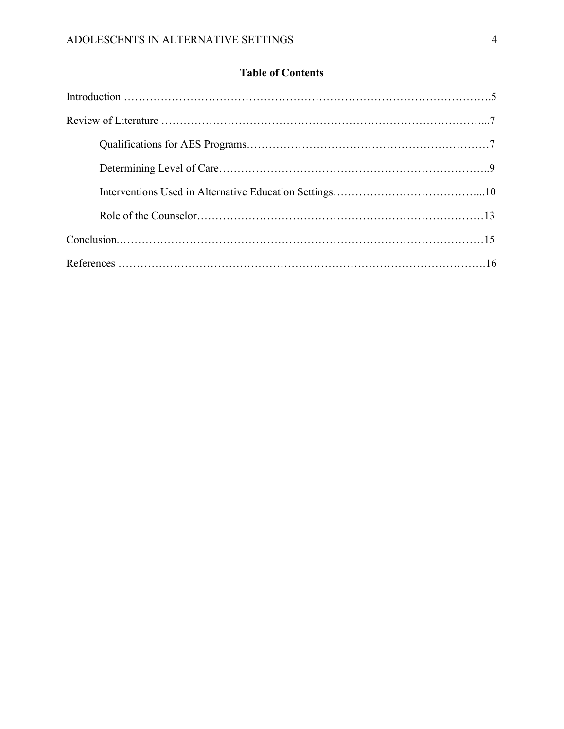# Table of Contents

Introduction ……………………………………………………………………………………….5

Review of Literature ……………………………………………………………………………...7

Qualifications for AES Programs…………………………………………………………7

Determining Level of Care………………………………………………………………..9

Interventions Used in Alternative Education Settings…………………………………...10

Role of the Counselor……………………………………………………………………13

Conclusion.………………………………………………………………………………………15

References ……………………………………………………………………………………….16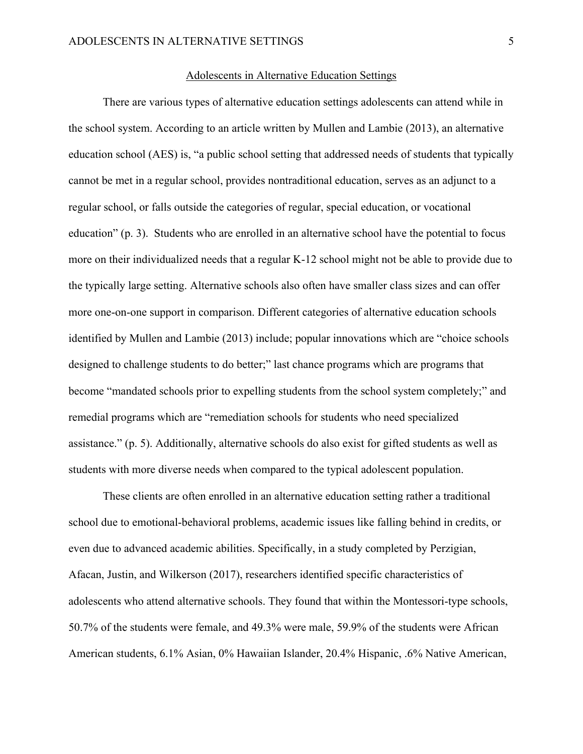## Adolescents in Alternative Education Settings

There are various types of alternative education settings adolescents can attend while in the school system. According to an article written by Mullen and Lambie (2013), an alternative education school (AES) is, "a public school setting that addressed needs of students that typically cannot be met in a regular school, provides nontraditional education, serves as an adjunct to a regular school, or falls outside the categories of regular, special education, or vocational education" (p. 3). Students who are enrolled in an alternative school have the potential to focus more on their individualized needs that a regular K-12 school might not be able to provide due to the typically large setting. Alternative schools also often have smaller class sizes and can offer more one-on-one support in comparison. Different categories of alternative education schools identified by Mullen and Lambie (2013) include; popular innovations which are "choice schools designed to challenge students to do better;" last chance programs which are programs that become "mandated schools prior to expelling students from the school system completely;" and remedial programs which are "remediation schools for students who need specialized assistance." (p. 5). Additionally, alternative schools do also exist for gifted students as well as students with more diverse needs when compared to the typical adolescent population.

These clients are often enrolled in an alternative education setting rather a traditional school due to emotional-behavioral problems, academic issues like falling behind in credits, or even due to advanced academic abilities. Specifically, in a study completed by Perzigian, Afacan, Justin, and Wilkerson (2017), researchers identified specific characteristics of adolescents who attend alternative schools. They found that within the Montessori-type schools, 50.7% of the students were female, and 49.3% were male, 59.9% of the students were African American students, 6.1% Asian, 0% Hawaiian Islander, 20.4% Hispanic, .6% Native American,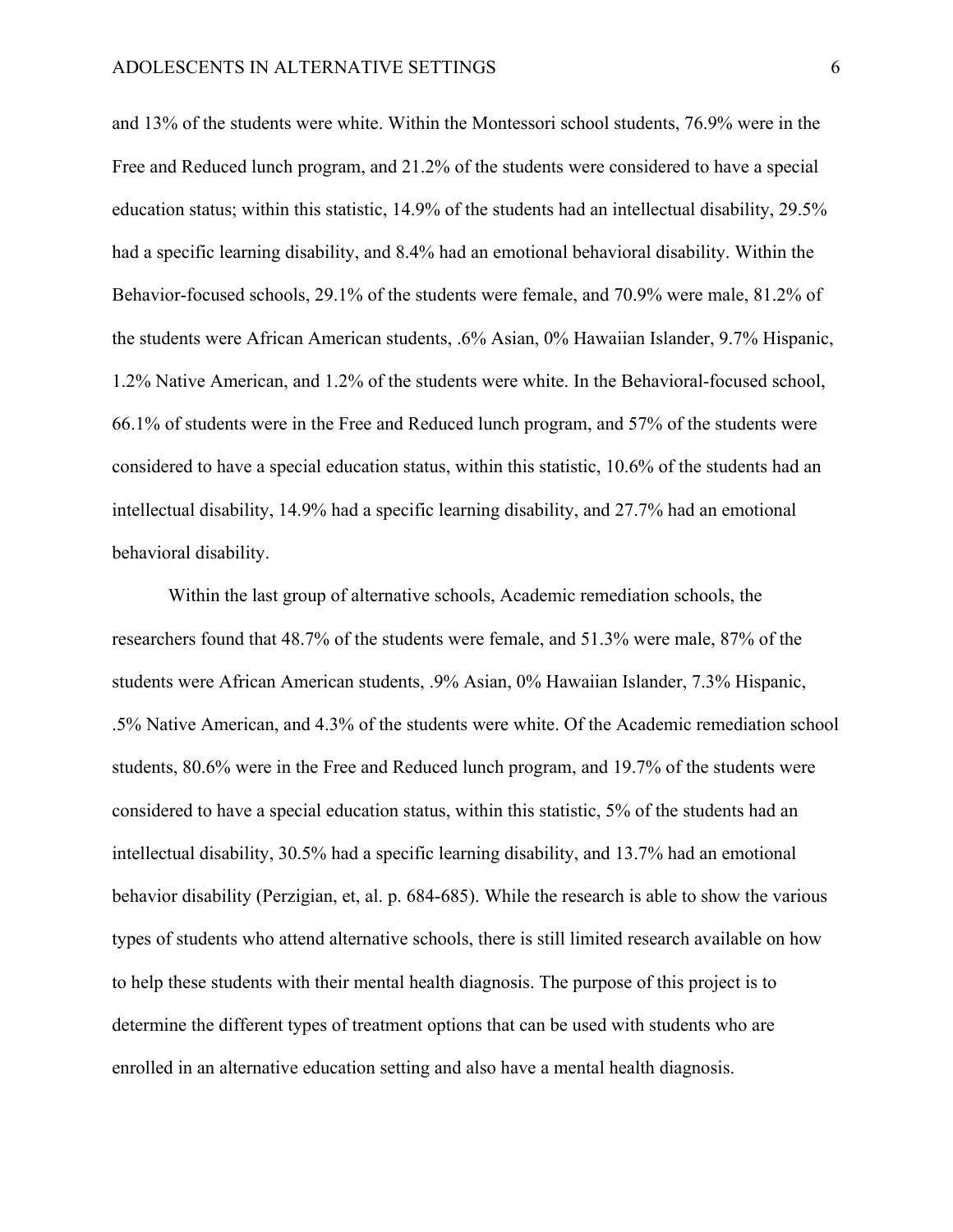and 13% of the students were white. Within the Montessori school students, 76.9% were in the Free and Reduced lunch program, and 21.2% of the students were considered to have a special education status; within this statistic, 14.9% of the students had an intellectual disability, 29.5% had a specific learning disability, and 8.4% had an emotional behavioral disability. Within the Behavior-focused schools, 29.1% of the students were female, and 70.9% were male, 81.2% of the students were African American students, .6% Asian, 0% Hawaiian Islander, 9.7% Hispanic, 1.2% Native American, and 1.2% of the students were white. In the Behavioral-focused school, 66.1% of students were in the Free and Reduced lunch program, and 57% of the students were considered to have a special education status, within this statistic, 10.6% of the students had an intellectual disability, 14.9% had a specific learning disability, and 27.7% had an emotional behavioral disability.

Within the last group of alternative schools, Academic remediation schools, the researchers found that 48.7% of the students were female, and 51.3% were male, 87% of the students were African American students, .9% Asian, 0% Hawaiian Islander, 7.3% Hispanic, .5% Native American, and 4.3% of the students were white. Of the Academic remediation school students, 80.6% were in the Free and Reduced lunch program, and 19.7% of the students were considered to have a special education status, within this statistic, 5% of the students had an intellectual disability, 30.5% had a specific learning disability, and 13.7% had an emotional behavior disability (Perzigian, et, al. p. 684-685). While the research is able to show the various types of students who attend alternative schools, there is still limited research available on how to help these students with their mental health diagnosis. The purpose of this project is to determine the different types of treatment options that can be used with students who are enrolled in an alternative education setting and also have a mental health diagnosis.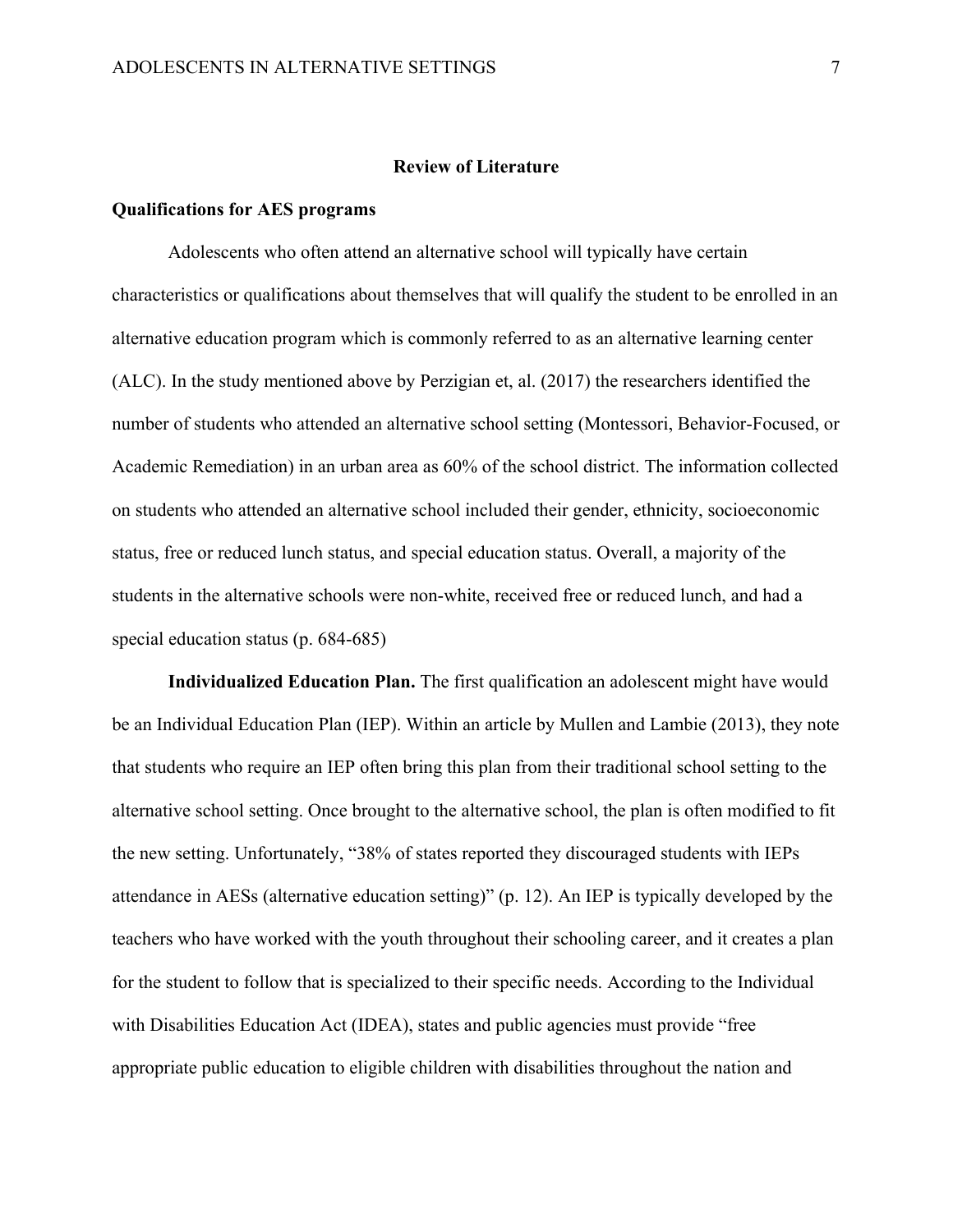## Review of Literature

### Qualifications for AES programs

Adolescents who often attend an alternative school will typically have certain characteristics or qualifications about themselves that will qualify the student to be enrolled in an alternative education program which is commonly referred to as an alternative learning center (ALC). In the study mentioned above by Perzigian et, al. (2017) the researchers identified the number of students who attended an alternative school setting (Montessori, Behavior-Focused, or Academic Remediation) in an urban area as 60% of the school district. The information collected on students who attended an alternative school included their gender, ethnicity, socioeconomic status, free or reduced lunch status, and special education status. Overall, a majority of the students in the alternative schools were non-white, received free or reduced lunch, and had a special education status (p. 684-685)

**Individualized Education Plan.** The first qualification an adolescent might have would be an Individual Education Plan (IEP). Within an article by Mullen and Lambie (2013), they note that students who require an IEP often bring this plan from their traditional school setting to the alternative school setting. Once brought to the alternative school, the plan is often modified to fit the new setting. Unfortunately, "38% of states reported they discouraged students with IEPs attendance in AESs (alternative education setting)" (p. 12). An IEP is typically developed by the teachers who have worked with the youth throughout their schooling career, and it creates a plan for the student to follow that is specialized to their specific needs. According to the Individual with Disabilities Education Act (IDEA), states and public agencies must provide "free appropriate public education to eligible children with disabilities throughout the nation and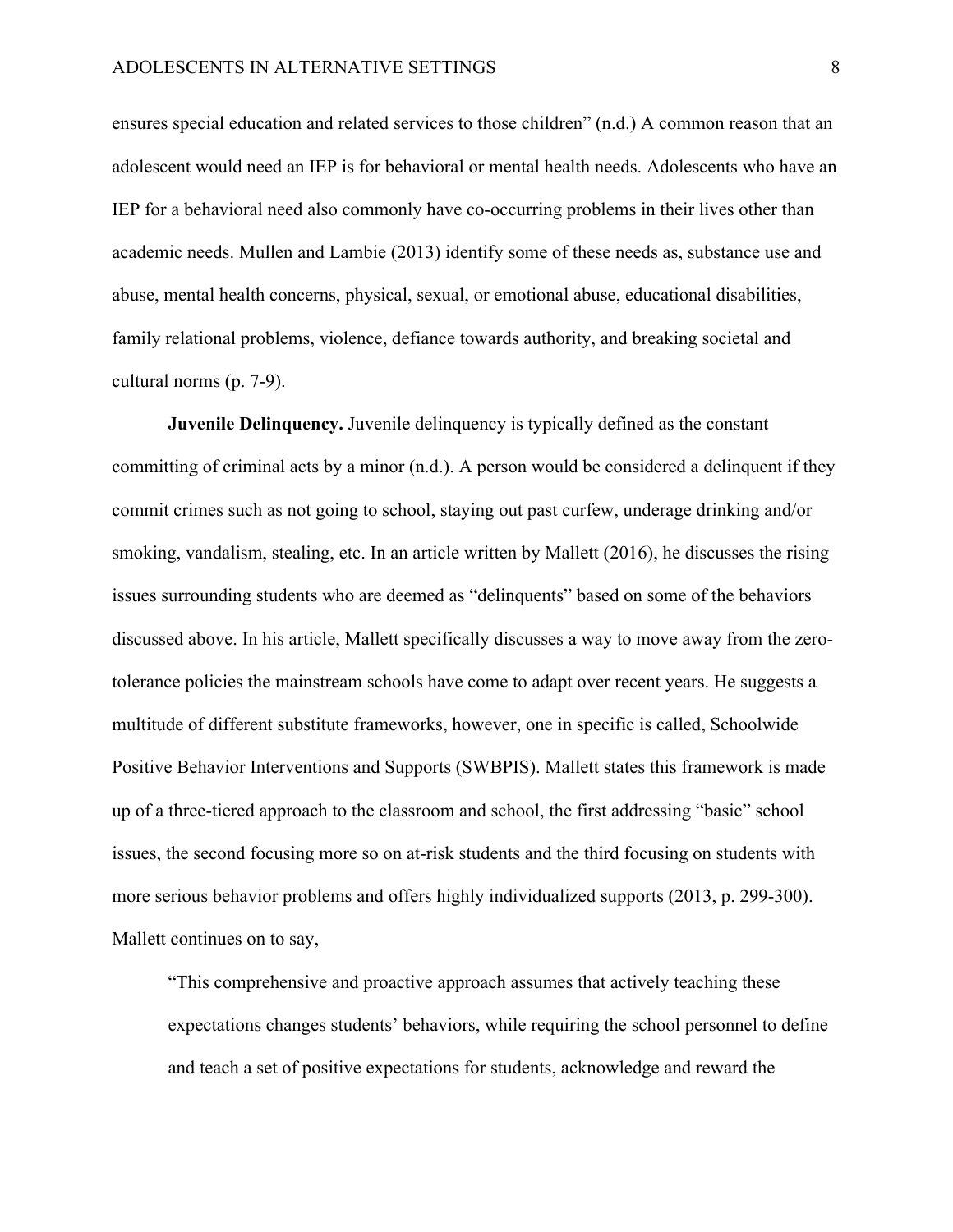ensures special education and related services to those children" (n.d.) A common reason that an adolescent would need an IEP is for behavioral or mental health needs. Adolescents who have an IEP for a behavioral need also commonly have co-occurring problems in their lives other than academic needs. Mullen and Lambie (2013) identify some of these needs as, substance use and abuse, mental health concerns, physical, sexual, or emotional abuse, educational disabilities, family relational problems, violence, defiance towards authority, and breaking societal and cultural norms (p. 7-9).

**Juvenile Delinquency.** Juvenile delinquency is typically defined as the constant committing of criminal acts by a minor (n.d.). A person would be considered a delinquent if they commit crimes such as not going to school, staying out past curfew, underage drinking and/or smoking, vandalism, stealing, etc. In an article written by Mallett (2016), he discusses the rising issues surrounding students who are deemed as "delinquents" based on some of the behaviors discussed above. In his article, Mallett specifically discusses a way to move away from the zero-tolerance policies the mainstream schools have come to adapt over recent years. He suggests a multitude of different substitute frameworks, however, one in specific is called, Schoolwide Positive Behavior Interventions and Supports (SWBPIS). Mallett states this framework is made up of a three-tiered approach to the classroom and school, the first addressing "basic" school issues, the second focusing more so on at-risk students and the third focusing on students with more serious behavior problems and offers highly individualized supports (2013, p. 299-300). Mallett continues on to say,

> "This comprehensive and proactive approach assumes that actively teaching these expectations changes students' behaviors, while requiring the school personnel to define and teach a set of positive expectations for students, acknowledge and reward the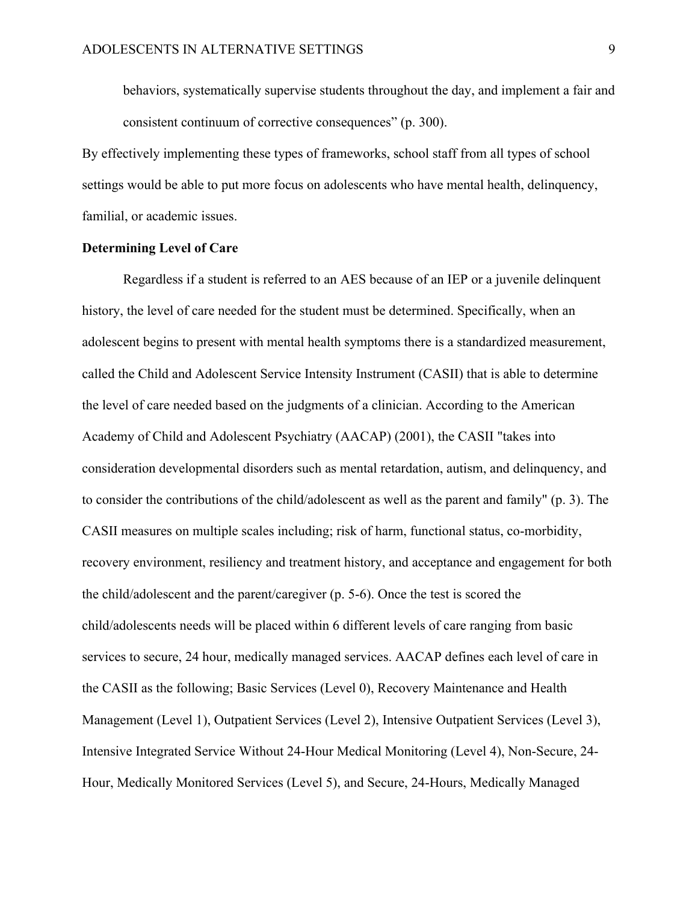behaviors, systematically supervise students throughout the day, and implement a fair and consistent continuum of corrective consequences" (p. 300).

By effectively implementing these types of frameworks, school staff from all types of school settings would be able to put more focus on adolescents who have mental health, delinquency, familial, or academic issues.

**Determining Level of Care**

Regardless if a student is referred to an AES because of an IEP or a juvenile delinquent history, the level of care needed for the student must be determined. Specifically, when an adolescent begins to present with mental health symptoms there is a standardized measurement, called the Child and Adolescent Service Intensity Instrument (CASII) that is able to determine the level of care needed based on the judgments of a clinician. According to the American Academy of Child and Adolescent Psychiatry (AACAP) (2001), the CASII "takes into consideration developmental disorders such as mental retardation, autism, and delinquency, and to consider the contributions of the child/adolescent as well as the parent and family" (p. 3). The CASII measures on multiple scales including; risk of harm, functional status, co-morbidity, recovery environment, resiliency and treatment history, and acceptance and engagement for both the child/adolescent and the parent/caregiver (p. 5-6). Once the test is scored the child/adolescents needs will be placed within 6 different levels of care ranging from basic services to secure, 24 hour, medically managed services. AACAP defines each level of care in the CASII as the following; Basic Services (Level 0), Recovery Maintenance and Health Management (Level 1), Outpatient Services (Level 2), Intensive Outpatient Services (Level 3), Intensive Integrated Service Without 24-Hour Medical Monitoring (Level 4), Non-Secure, 24-Hour, Medically Monitored Services (Level 5), and Secure, 24-Hours, Medically Managed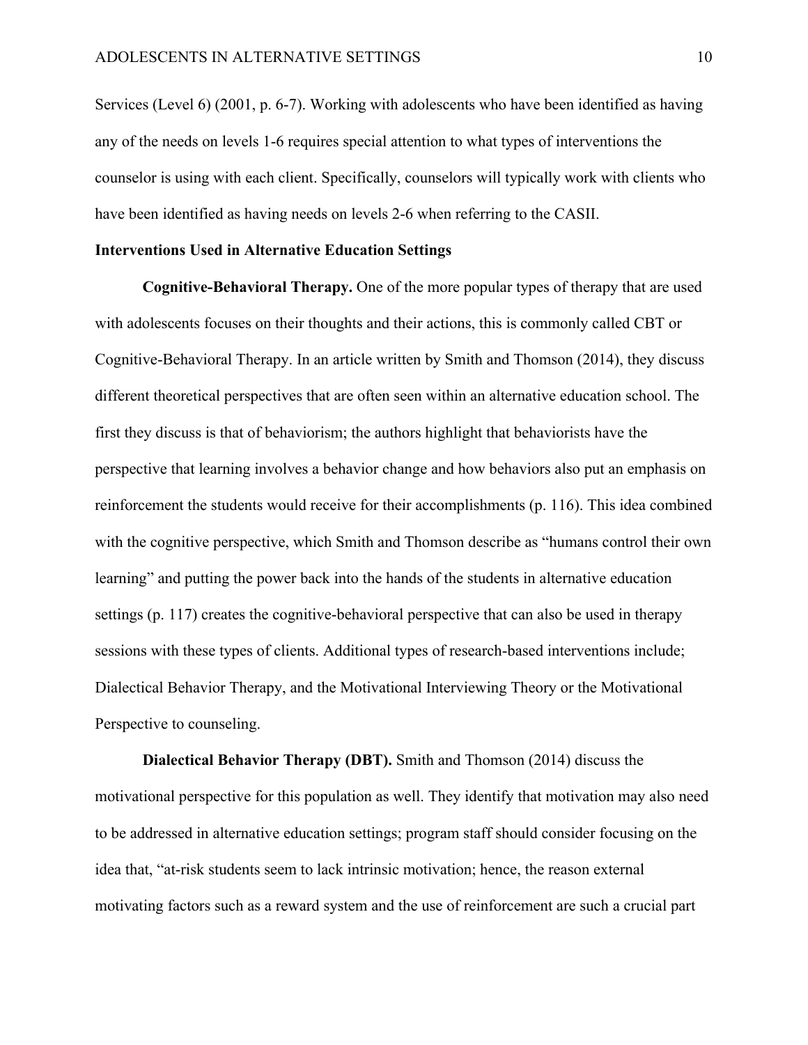Services (Level 6) (2001, p. 6-7). Working with adolescents who have been identified as having any of the needs on levels 1-6 requires special attention to what types of interventions the counselor is using with each client. Specifically, counselors will typically work with clients who have been identified as having needs on levels 2-6 when referring to the CASII.

**Interventions Used in Alternative Education Settings**

**Cognitive-Behavioral Therapy.** One of the more popular types of therapy that are used with adolescents focuses on their thoughts and their actions, this is commonly called CBT or Cognitive-Behavioral Therapy. In an article written by Smith and Thomson (2014), they discuss different theoretical perspectives that are often seen within an alternative education school. The first they discuss is that of behaviorism; the authors highlight that behaviorists have the perspective that learning involves a behavior change and how behaviors also put an emphasis on reinforcement the students would receive for their accomplishments (p. 116). This idea combined with the cognitive perspective, which Smith and Thomson describe as "humans control their own learning" and putting the power back into the hands of the students in alternative education settings (p. 117) creates the cognitive-behavioral perspective that can also be used in therapy sessions with these types of clients. Additional types of research-based interventions include; Dialectical Behavior Therapy, and the Motivational Interviewing Theory or the Motivational Perspective to counseling.

**Dialectical Behavior Therapy (DBT).** Smith and Thomson (2014) discuss the motivational perspective for this population as well. They identify that motivation may also need to be addressed in alternative education settings; program staff should consider focusing on the idea that, "at-risk students seem to lack intrinsic motivation; hence, the reason external motivating factors such as a reward system and the use of reinforcement are such a crucial part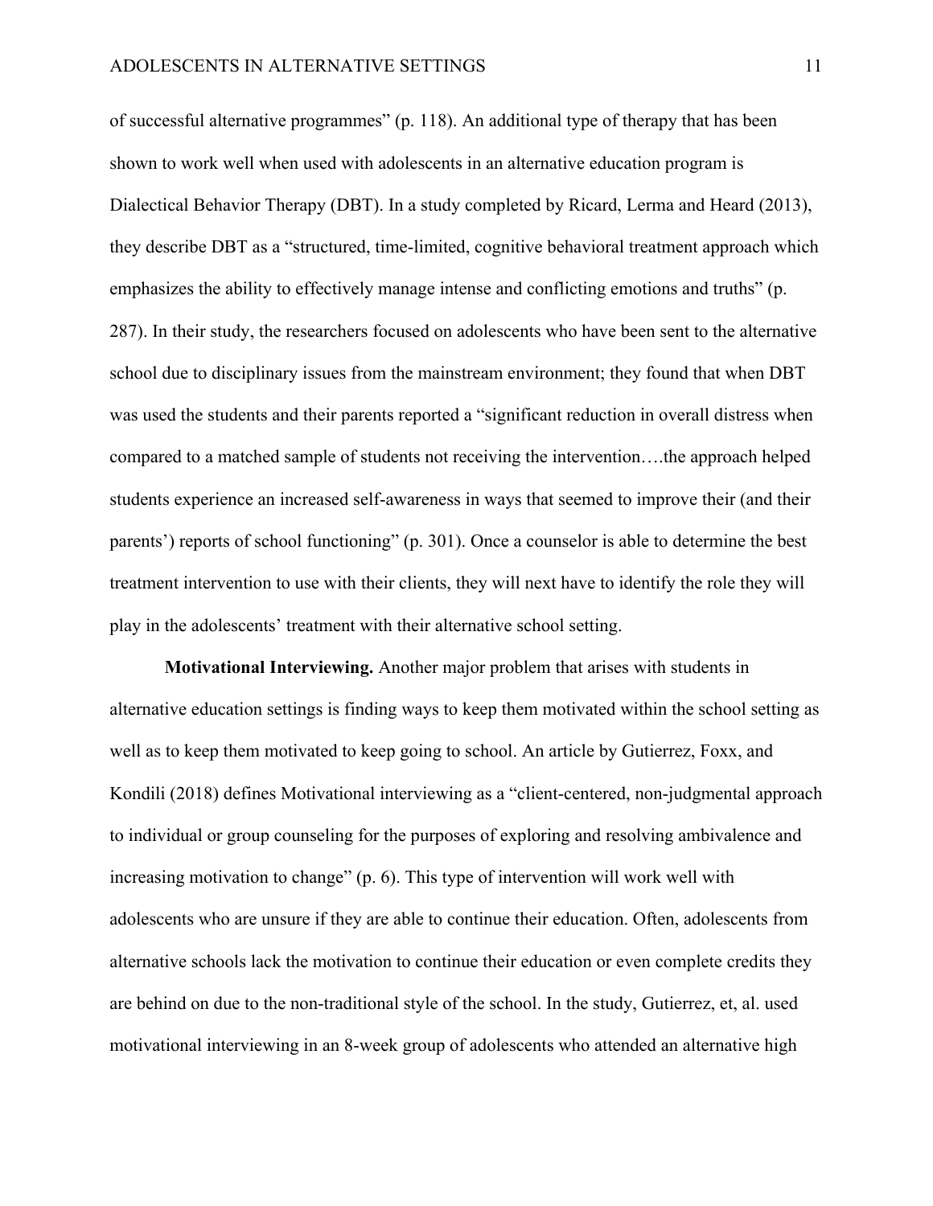of successful alternative programmes" (p. 118). An additional type of therapy that has been shown to work well when used with adolescents in an alternative education program is Dialectical Behavior Therapy (DBT). In a study completed by Ricard, Lerma and Heard (2013), they describe DBT as a "structured, time-limited, cognitive behavioral treatment approach which emphasizes the ability to effectively manage intense and conflicting emotions and truths" (p. 287). In their study, the researchers focused on adolescents who have been sent to the alternative school due to disciplinary issues from the mainstream environment; they found that when DBT was used the students and their parents reported a "significant reduction in overall distress when compared to a matched sample of students not receiving the intervention….the approach helped students experience an increased self-awareness in ways that seemed to improve their (and their parents') reports of school functioning" (p. 301). Once a counselor is able to determine the best treatment intervention to use with their clients, they will next have to identify the role they will play in the adolescents' treatment with their alternative school setting.

**Motivational Interviewing.** Another major problem that arises with students in alternative education settings is finding ways to keep them motivated within the school setting as well as to keep them motivated to keep going to school. An article by Gutierrez, Foxx, and Kondili (2018) defines Motivational interviewing as a "client-centered, non-judgmental approach to individual or group counseling for the purposes of exploring and resolving ambivalence and increasing motivation to change" (p. 6). This type of intervention will work well with adolescents who are unsure if they are able to continue their education. Often, adolescents from alternative schools lack the motivation to continue their education or even complete credits they are behind on due to the non-traditional style of the school. In the study, Gutierrez, et, al. used motivational interviewing in an 8-week group of adolescents who attended an alternative high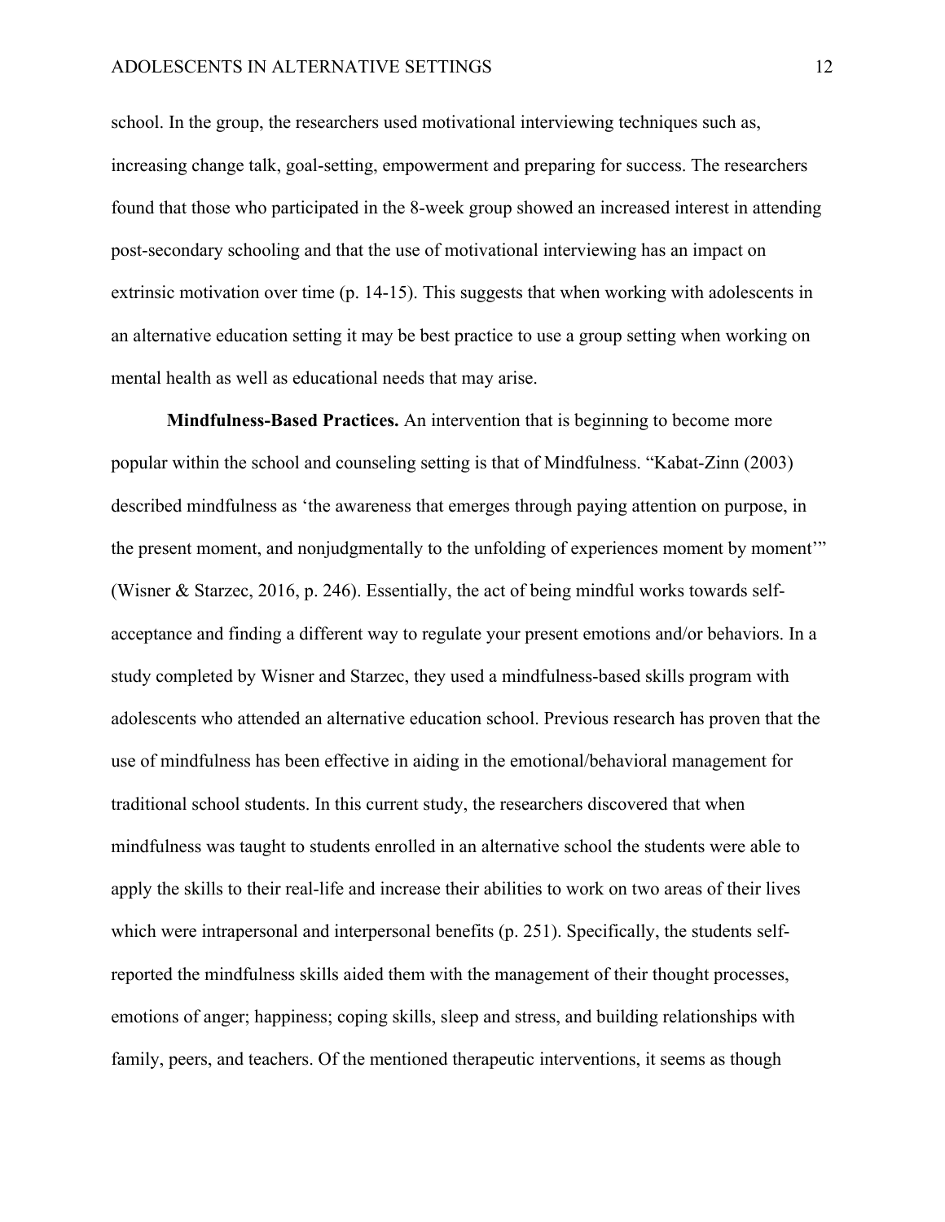school. In the group, the researchers used motivational interviewing techniques such as, increasing change talk, goal-setting, empowerment and preparing for success. The researchers found that those who participated in the 8-week group showed an increased interest in attending post-secondary schooling and that the use of motivational interviewing has an impact on extrinsic motivation over time (p. 14-15). This suggests that when working with adolescents in an alternative education setting it may be best practice to use a group setting when working on mental health as well as educational needs that may arise.

**Mindfulness-Based Practices.** An intervention that is beginning to become more popular within the school and counseling setting is that of Mindfulness. "Kabat-Zinn (2003) described mindfulness as 'the awareness that emerges through paying attention on purpose, in the present moment, and nonjudgmentally to the unfolding of experiences moment by moment'" (Wisner & Starzec, 2016, p. 246). Essentially, the act of being mindful works towards self-acceptance and finding a different way to regulate your present emotions and/or behaviors. In a study completed by Wisner and Starzec, they used a mindfulness-based skills program with adolescents who attended an alternative education school. Previous research has proven that the use of mindfulness has been effective in aiding in the emotional/behavioral management for traditional school students. In this current study, the researchers discovered that when mindfulness was taught to students enrolled in an alternative school the students were able to apply the skills to their real-life and increase their abilities to work on two areas of their lives which were intrapersonal and interpersonal benefits (p. 251). Specifically, the students self-reported the mindfulness skills aided them with the management of their thought processes, emotions of anger; happiness; coping skills, sleep and stress, and building relationships with family, peers, and teachers. Of the mentioned therapeutic interventions, it seems as though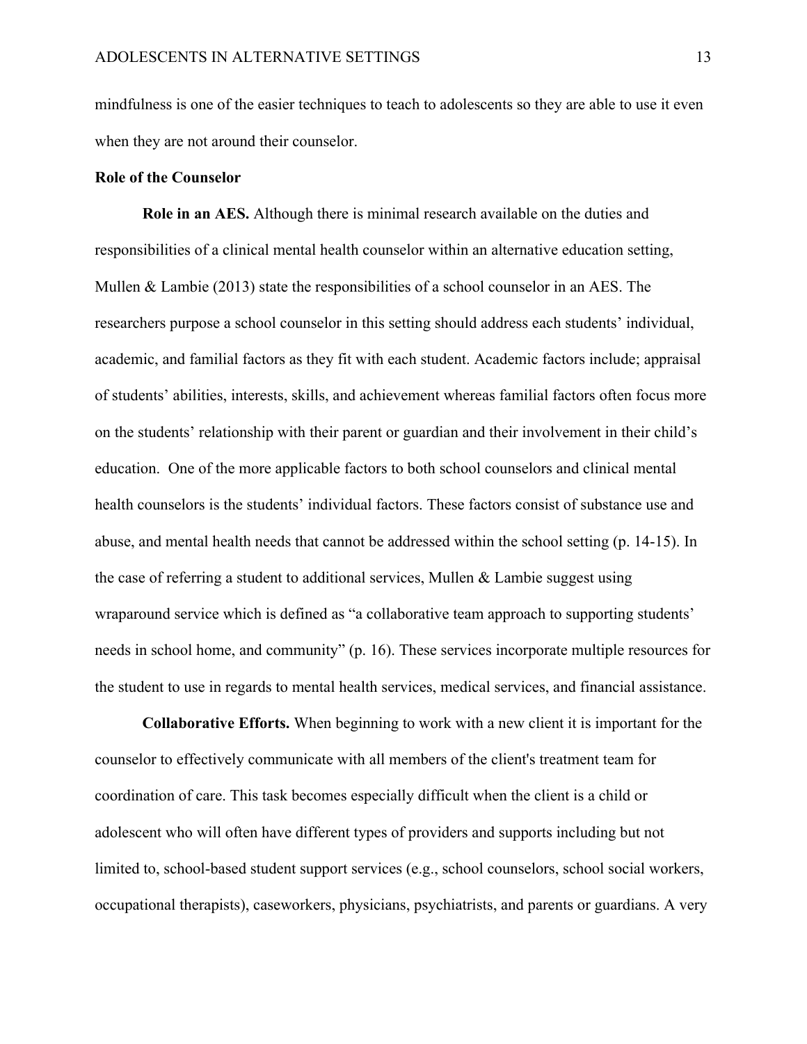mindfulness is one of the easier techniques to teach to adolescents so they are able to use it even when they are not around their counselor.

## Role of the Counselor

**Role in an AES.** Although there is minimal research available on the duties and responsibilities of a clinical mental health counselor within an alternative education setting, Mullen & Lambie (2013) state the responsibilities of a school counselor in an AES. The researchers purpose a school counselor in this setting should address each students' individual, academic, and familial factors as they fit with each student. Academic factors include; appraisal of students' abilities, interests, skills, and achievement whereas familial factors often focus more on the students' relationship with their parent or guardian and their involvement in their child's education. One of the more applicable factors to both school counselors and clinical mental health counselors is the students' individual factors. These factors consist of substance use and abuse, and mental health needs that cannot be addressed within the school setting (p. 14-15). In the case of referring a student to additional services, Mullen & Lambie suggest using wraparound service which is defined as "a collaborative team approach to supporting students' needs in school home, and community" (p. 16). These services incorporate multiple resources for the student to use in regards to mental health services, medical services, and financial assistance.

**Collaborative Efforts.** When beginning to work with a new client it is important for the counselor to effectively communicate with all members of the client's treatment team for coordination of care. This task becomes especially difficult when the client is a child or adolescent who will often have different types of providers and supports including but not limited to, school-based student support services (e.g., school counselors, school social workers, occupational therapists), caseworkers, physicians, psychiatrists, and parents or guardians. A very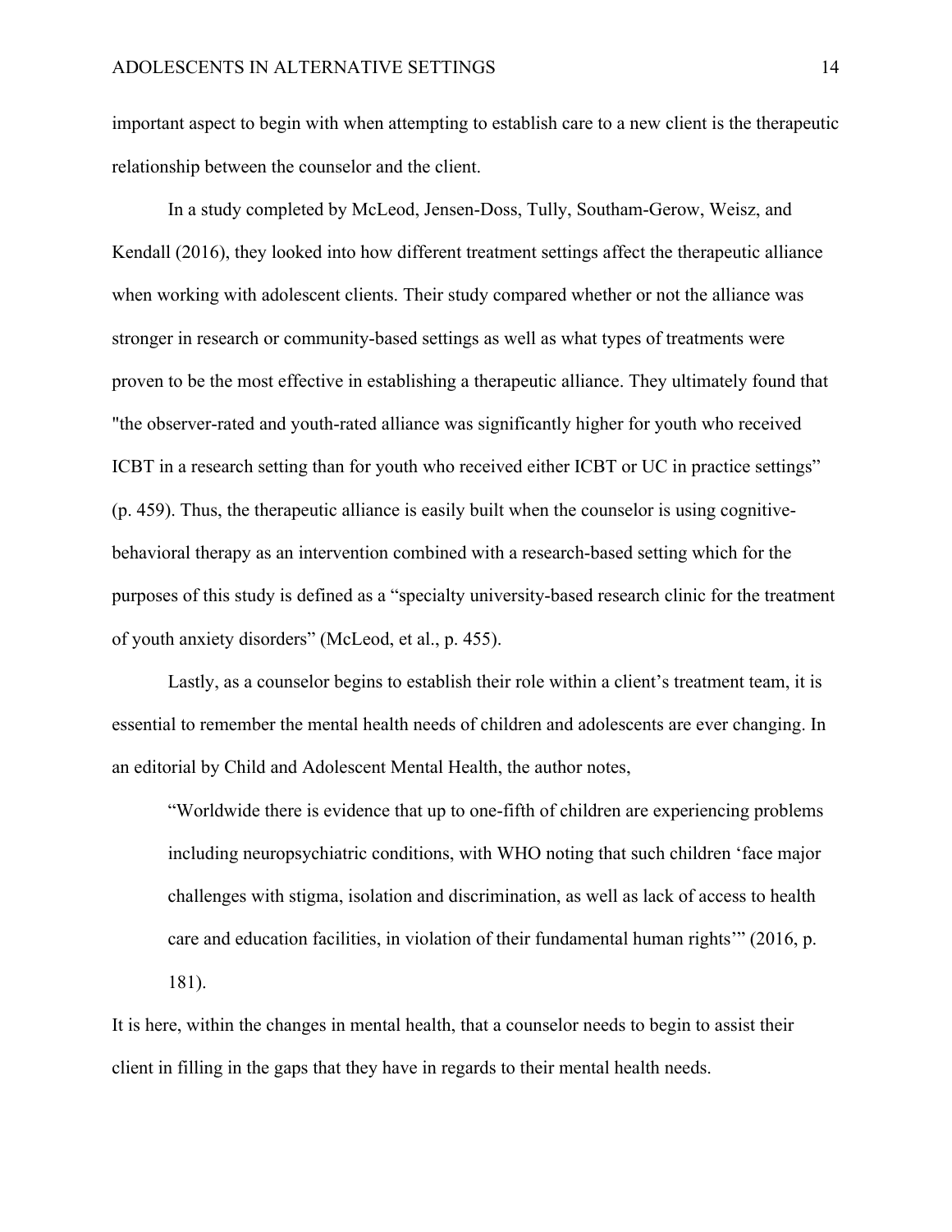important aspect to begin with when attempting to establish care to a new client is the therapeutic relationship between the counselor and the client.

In a study completed by McLeod, Jensen-Doss, Tully, Southam-Gerow, Weisz, and Kendall (2016), they looked into how different treatment settings affect the therapeutic alliance when working with adolescent clients. Their study compared whether or not the alliance was stronger in research or community-based settings as well as what types of treatments were proven to be the most effective in establishing a therapeutic alliance. They ultimately found that "the observer-rated and youth-rated alliance was significantly higher for youth who received ICBT in a research setting than for youth who received either ICBT or UC in practice settings" (p. 459). Thus, the therapeutic alliance is easily built when the counselor is using cognitive-behavioral therapy as an intervention combined with a research-based setting which for the purposes of this study is defined as a "specialty university-based research clinic for the treatment of youth anxiety disorders" (McLeod, et al., p. 455).

Lastly, as a counselor begins to establish their role within a client's treatment team, it is essential to remember the mental health needs of children and adolescents are ever changing. In an editorial by Child and Adolescent Mental Health, the author notes,

> "Worldwide there is evidence that up to one-fifth of children are experiencing problems including neuropsychiatric conditions, with WHO noting that such children 'face major challenges with stigma, isolation and discrimination, as well as lack of access to health care and education facilities, in violation of their fundamental human rights'" (2016, p. 181).

It is here, within the changes in mental health, that a counselor needs to begin to assist their client in filling in the gaps that they have in regards to their mental health needs.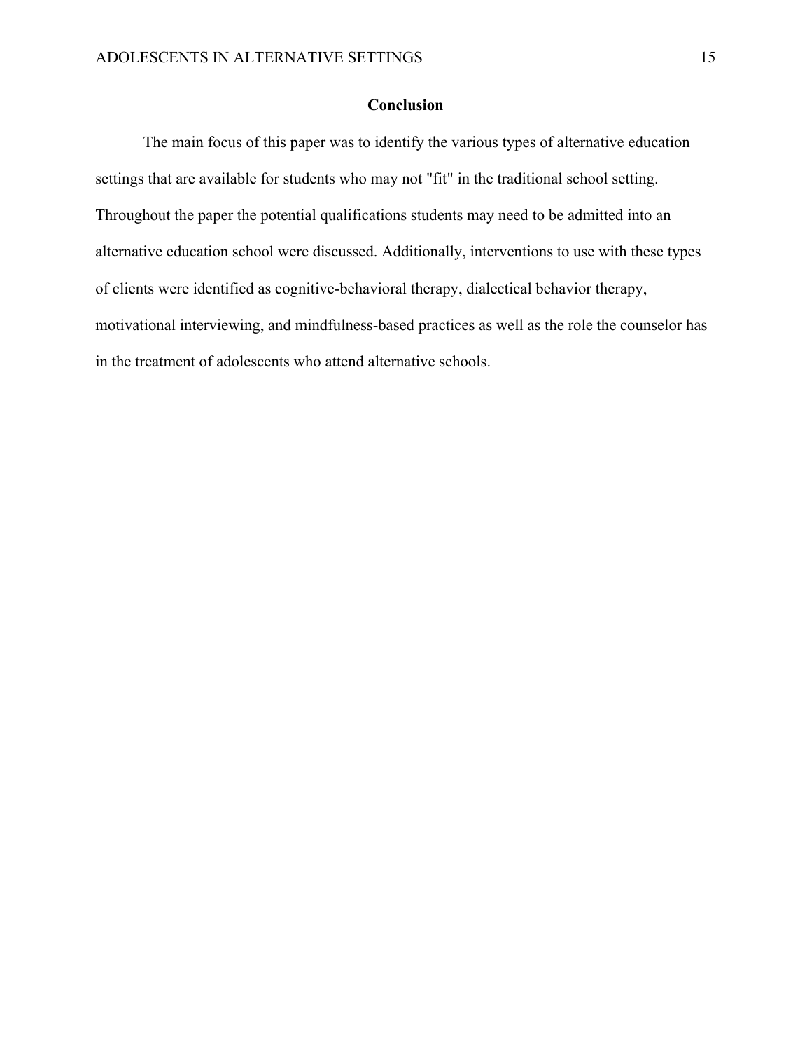## Conclusion

The main focus of this paper was to identify the various types of alternative education settings that are available for students who may not "fit" in the traditional school setting. Throughout the paper the potential qualifications students may need to be admitted into an alternative education school were discussed. Additionally, interventions to use with these types of clients were identified as cognitive-behavioral therapy, dialectical behavior therapy, motivational interviewing, and mindfulness-based practices as well as the role the counselor has in the treatment of adolescents who attend alternative schools.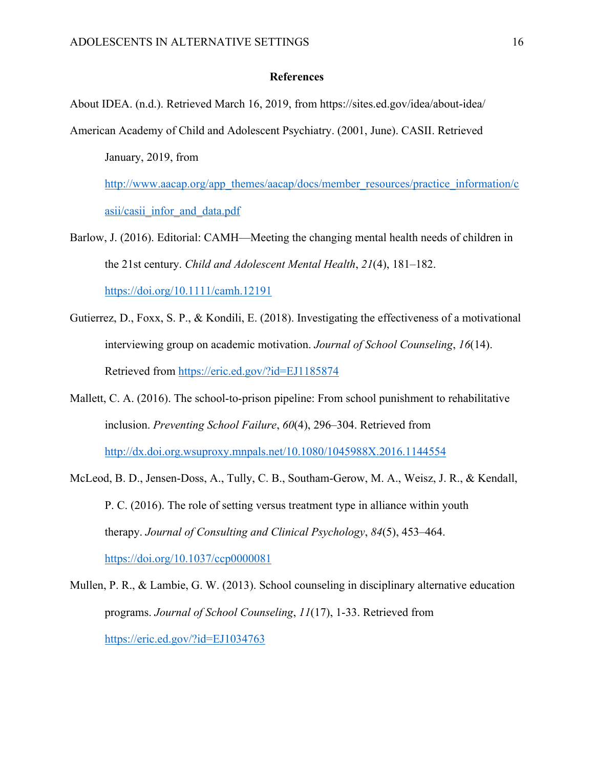# References

About IDEA. (n.d.). Retrieved March 16, 2019, from https://sites.ed.gov/idea/about-idea/

American Academy of Child and Adolescent Psychiatry. (2001, June). CASII. Retrieved January, 2019, from http://www.aacap.org/app_themes/aacap/docs/member_resources/practice_information/casii/casii_infor_and_data.pdf

Barlow, J. (2016). Editorial: CAMH—Meeting the changing mental health needs of children in the 21st century. *Child and Adolescent Mental Health*, *21*(4), 181–182. https://doi.org/10.1111/camh.12191

Gutierrez, D., Foxx, S. P., & Kondili, E. (2018). Investigating the effectiveness of a motivational interviewing group on academic motivation. *Journal of School Counseling*, *16*(14). Retrieved from https://eric.ed.gov/?id=EJ1185874

Mallett, C. A. (2016). The school-to-prison pipeline: From school punishment to rehabilitative inclusion. *Preventing School Failure*, *60*(4), 296–304. Retrieved from http://dx.doi.org.wsuproxy.mnpals.net/10.1080/1045988X.2016.1144554

McLeod, B. D., Jensen-Doss, A., Tully, C. B., Southam-Gerow, M. A., Weisz, J. R., & Kendall, P. C. (2016). The role of setting versus treatment type in alliance within youth therapy. *Journal of Consulting and Clinical Psychology*, *84*(5), 453–464. https://doi.org/10.1037/ccp0000081

Mullen, P. R., & Lambie, G. W. (2013). School counseling in disciplinary alternative education programs. *Journal of School Counseling*, *11*(17), 1-33. Retrieved from https://eric.ed.gov/?id=EJ1034763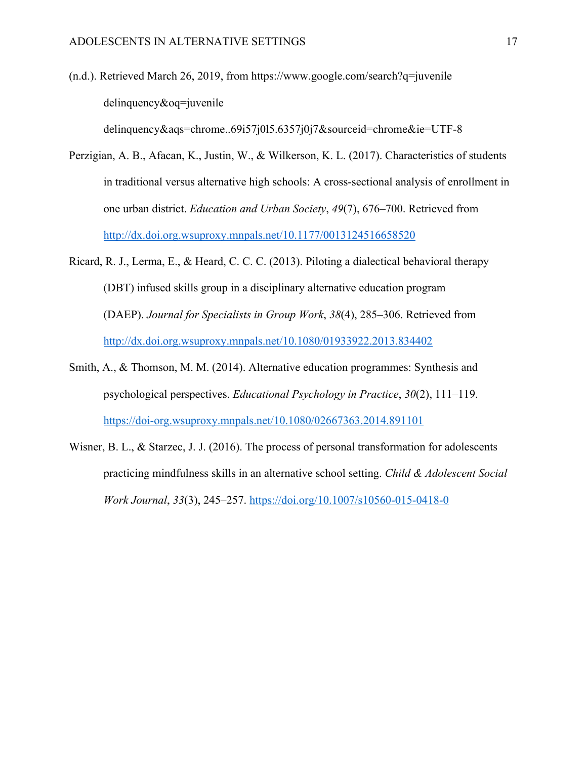(n.d.). Retrieved March 26, 2019, from https://www.google.com/search?q=juvenile delinquency&oq=juvenile delinquency&aqs=chrome..69i57j0l5.6357j0j7&sourceid=chrome&ie=UTF-8

Perzigian, A. B., Afacan, K., Justin, W., & Wilkerson, K. L. (2017). Characteristics of students in traditional versus alternative high schools: A cross-sectional analysis of enrollment in one urban district. *Education and Urban Society*, *49*(7), 676–700. Retrieved from http://dx.doi.org.wsuproxy.mnpals.net/10.1177/0013124516658520

Ricard, R. J., Lerma, E., & Heard, C. C. C. (2013). Piloting a dialectical behavioral therapy (DBT) infused skills group in a disciplinary alternative education program (DAEP). *Journal for Specialists in Group Work*, *38*(4), 285–306. Retrieved from http://dx.doi.org.wsuproxy.mnpals.net/10.1080/01933922.2013.834402

Smith, A., & Thomson, M. M. (2014). Alternative education programmes: Synthesis and psychological perspectives. *Educational Psychology in Practice*, *30*(2), 111–119. https://doi-org.wsuproxy.mnpals.net/10.1080/02667363.2014.891101

Wisner, B. L., & Starzec, J. J. (2016). The process of personal transformation for adolescents practicing mindfulness skills in an alternative school setting. *Child & Adolescent Social Work Journal*, *33*(3), 245–257. https://doi.org/10.1007/s10560-015-0418-0